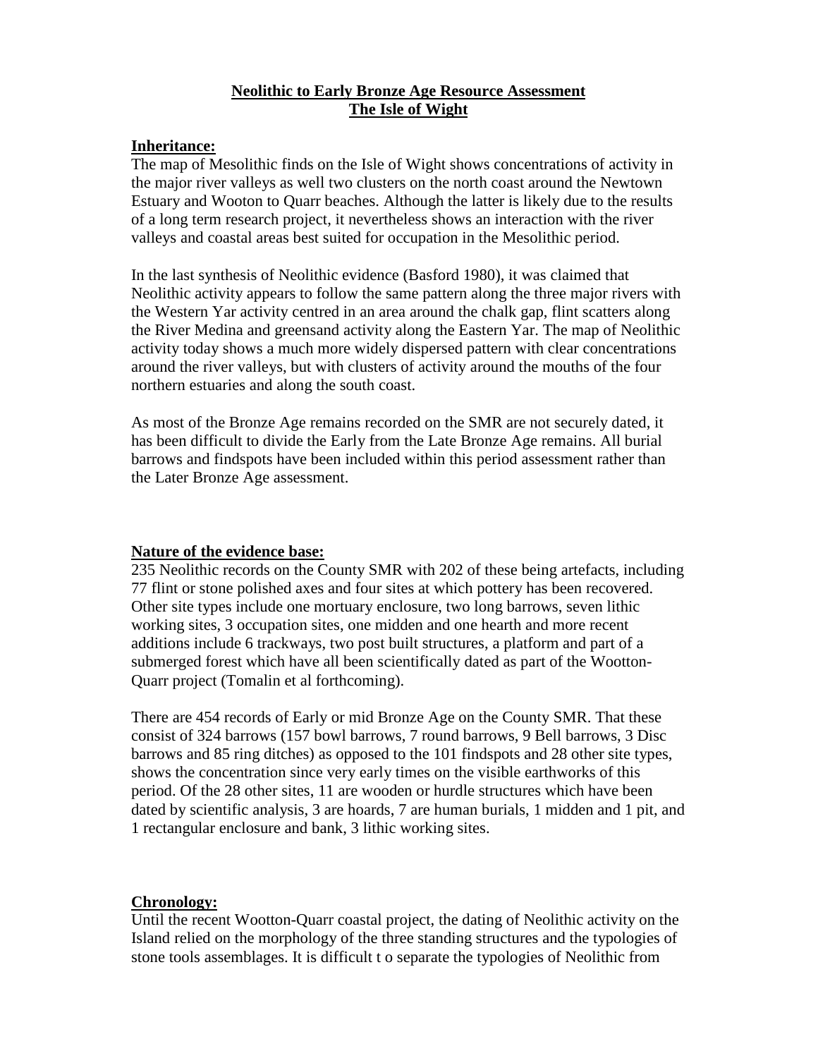# Neolithic to Early Bronze Age Resource Assessment
# The Isle of Wight

## Inheritance:

The map of Mesolithic finds on the Isle of Wight shows concentrations of activity in the major river valleys as well two clusters on the north coast around the Newtown Estuary and Wooton to Quarr beaches. Although the latter is likely due to the results of a long term research project, it nevertheless shows an interaction with the river valleys and coastal areas best suited for occupation in the Mesolithic period.

In the last synthesis of Neolithic evidence (Basford 1980), it was claimed that Neolithic activity appears to follow the same pattern along the three major rivers with the Western Yar activity centred in an area around the chalk gap, flint scatters along the River Medina and greensand activity along the Eastern Yar. The map of Neolithic activity today shows a much more widely dispersed pattern with clear concentrations around the river valleys, but with clusters of activity around the mouths of the four northern estuaries and along the south coast.

As most of the Bronze Age remains recorded on the SMR are not securely dated, it has been difficult to divide the Early from the Late Bronze Age remains. All burial barrows and findspots have been included within this period assessment rather than the Later Bronze Age assessment.

## Nature of the evidence base:

235 Neolithic records on the County SMR with 202 of these being artefacts, including 77 flint or stone polished axes and four sites at which pottery has been recovered. Other site types include one mortuary enclosure, two long barrows, seven lithic working sites, 3 occupation sites, one midden and one hearth and more recent additions include 6 trackways, two post built structures, a platform and part of a submerged forest which have all been scientifically dated as part of the Wootton-Quarr project (Tomalin et al forthcoming).

There are 454 records of Early or mid Bronze Age on the County SMR. That these consist of 324 barrows (157 bowl barrows, 7 round barrows, 9 Bell barrows, 3 Disc barrows and 85 ring ditches) as opposed to the 101 findspots and 28 other site types, shows the concentration since very early times on the visible earthworks of this period. Of the 28 other sites, 11 are wooden or hurdle structures which have been dated by scientific analysis, 3 are hoards, 7 are human burials, 1 midden and 1 pit, and 1 rectangular enclosure and bank, 3 lithic working sites.

## Chronology:

Until the recent Wootton-Quarr coastal project, the dating of Neolithic activity on the Island relied on the morphology of the three standing structures and the typologies of stone tools assemblages. It is difficult t o separate the typologies of Neolithic from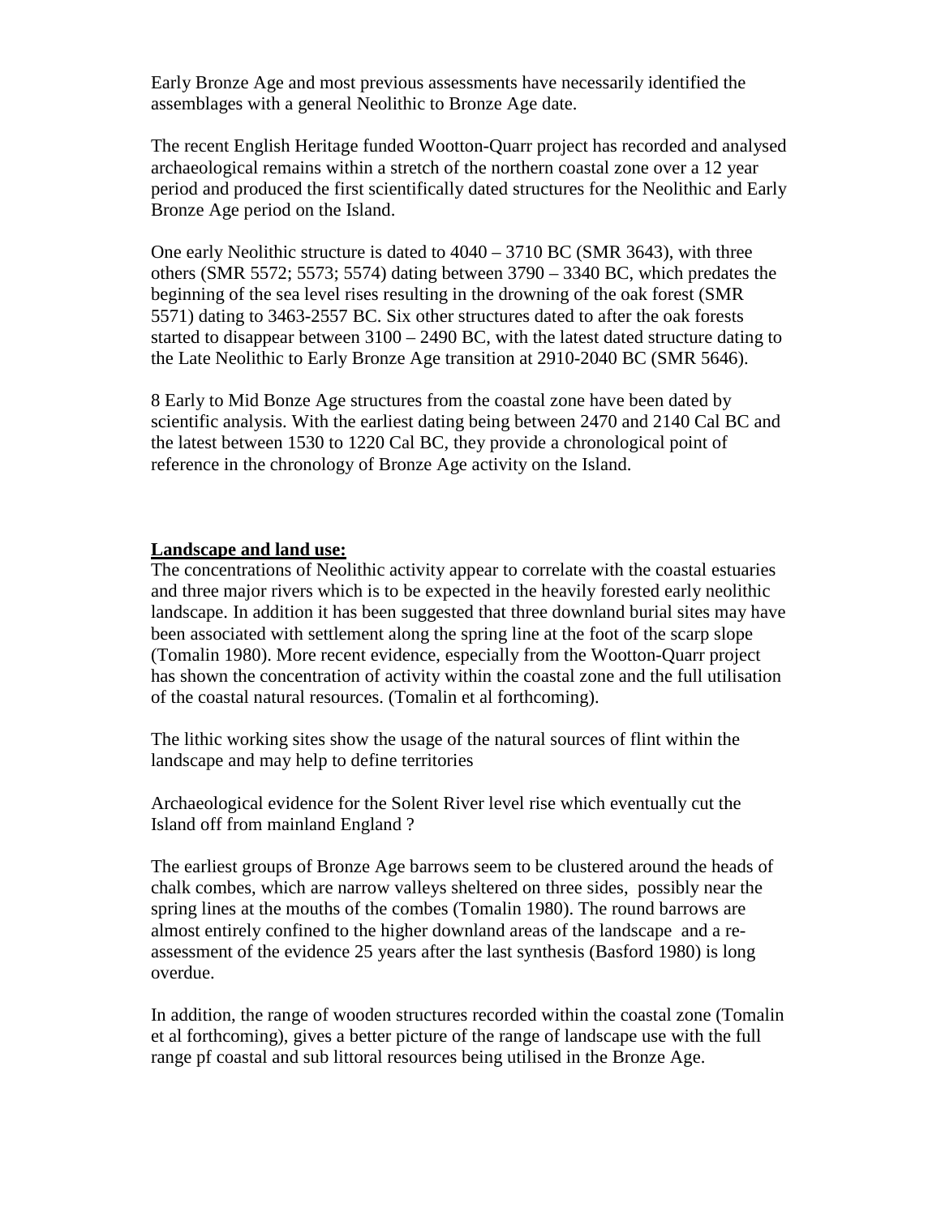Early Bronze Age and most previous assessments have necessarily identified the assemblages with a general Neolithic to Bronze Age date.

The recent English Heritage funded Wootton-Quarr project has recorded and analysed archaeological remains within a stretch of the northern coastal zone over a 12 year period and produced the first scientifically dated structures for the Neolithic and Early Bronze Age period on the Island.

One early Neolithic structure is dated to 4040 – 3710 BC (SMR 3643), with three others (SMR 5572; 5573; 5574) dating between 3790 – 3340 BC, which predates the beginning of the sea level rises resulting in the drowning of the oak forest (SMR 5571) dating to 3463-2557 BC. Six other structures dated to after the oak forests started to disappear between 3100 – 2490 BC, with the latest dated structure dating to the Late Neolithic to Early Bronze Age transition at 2910-2040 BC (SMR 5646).

8 Early to Mid Bonze Age structures from the coastal zone have been dated by scientific analysis. With the earliest dating being between 2470 and 2140 Cal BC and the latest between 1530 to 1220 Cal BC, they provide a chronological point of reference in the chronology of Bronze Age activity on the Island.

**Landscape and land use:**

The concentrations of Neolithic activity appear to correlate with the coastal estuaries and three major rivers which is to be expected in the heavily forested early neolithic landscape. In addition it has been suggested that three downland burial sites may have been associated with settlement along the spring line at the foot of the scarp slope (Tomalin 1980). More recent evidence, especially from the Wootton-Quarr project has shown the concentration of activity within the coastal zone and the full utilisation of the coastal natural resources. (Tomalin et al forthcoming).

The lithic working sites show the usage of the natural sources of flint within the landscape and may help to define territories

Archaeological evidence for the Solent River level rise which eventually cut the Island off from mainland England ?

The earliest groups of Bronze Age barrows seem to be clustered around the heads of chalk combes, which are narrow valleys sheltered on three sides, possibly near the spring lines at the mouths of the combes (Tomalin 1980). The round barrows are almost entirely confined to the higher downland areas of the landscape and a re-assessment of the evidence 25 years after the last synthesis (Basford 1980) is long overdue.

In addition, the range of wooden structures recorded within the coastal zone (Tomalin et al forthcoming), gives a better picture of the range of landscape use with the full range pf coastal and sub littoral resources being utilised in the Bronze Age.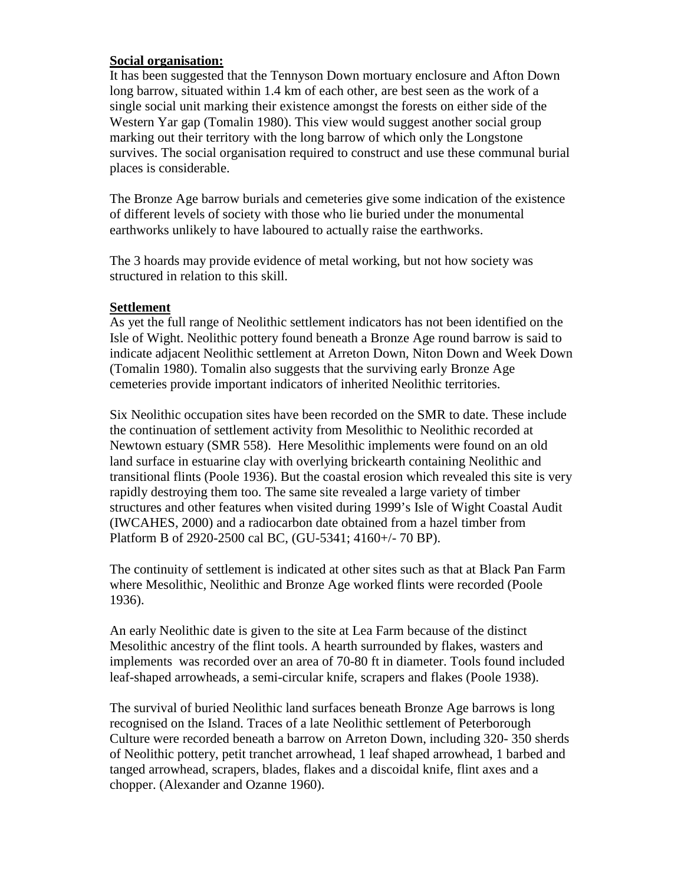**Social organisation:**

It has been suggested that the Tennyson Down mortuary enclosure and Afton Down long barrow, situated within 1.4 km of each other, are best seen as the work of a single social unit marking their existence amongst the forests on either side of the Western Yar gap (Tomalin 1980). This view would suggest another social group marking out their territory with the long barrow of which only the Longstone survives. The social organisation required to construct and use these communal burial places is considerable.

The Bronze Age barrow burials and cemeteries give some indication of the existence of different levels of society with those who lie buried under the monumental earthworks unlikely to have laboured to actually raise the earthworks.

The 3 hoards may provide evidence of metal working, but not how society was structured in relation to this skill.

**Settlement**

As yet the full range of Neolithic settlement indicators has not been identified on the Isle of Wight. Neolithic pottery found beneath a Bronze Age round barrow is said to indicate adjacent Neolithic settlement at Arreton Down, Niton Down and Week Down (Tomalin 1980). Tomalin also suggests that the surviving early Bronze Age cemeteries provide important indicators of inherited Neolithic territories.

Six Neolithic occupation sites have been recorded on the SMR to date. These include the continuation of settlement activity from Mesolithic to Neolithic recorded at Newtown estuary (SMR 558). Here Mesolithic implements were found on an old land surface in estuarine clay with overlying brickearth containing Neolithic and transitional flints (Poole 1936). But the coastal erosion which revealed this site is very rapidly destroying them too. The same site revealed a large variety of timber structures and other features when visited during 1999's Isle of Wight Coastal Audit (IWCAHES, 2000) and a radiocarbon date obtained from a hazel timber from Platform B of 2920-2500 cal BC, (GU-5341; 4160+/- 70 BP).

The continuity of settlement is indicated at other sites such as that at Black Pan Farm where Mesolithic, Neolithic and Bronze Age worked flints were recorded (Poole 1936).

An early Neolithic date is given to the site at Lea Farm because of the distinct Mesolithic ancestry of the flint tools. A hearth surrounded by flakes, wasters and implements was recorded over an area of 70-80 ft in diameter. Tools found included leaf-shaped arrowheads, a semi-circular knife, scrapers and flakes (Poole 1938).

The survival of buried Neolithic land surfaces beneath Bronze Age barrows is long recognised on the Island. Traces of a late Neolithic settlement of Peterborough Culture were recorded beneath a barrow on Arreton Down, including 320- 350 sherds of Neolithic pottery, petit tranchet arrowhead, 1 leaf shaped arrowhead, 1 barbed and tanged arrowhead, scrapers, blades, flakes and a discoidal knife, flint axes and a chopper. (Alexander and Ozanne 1960).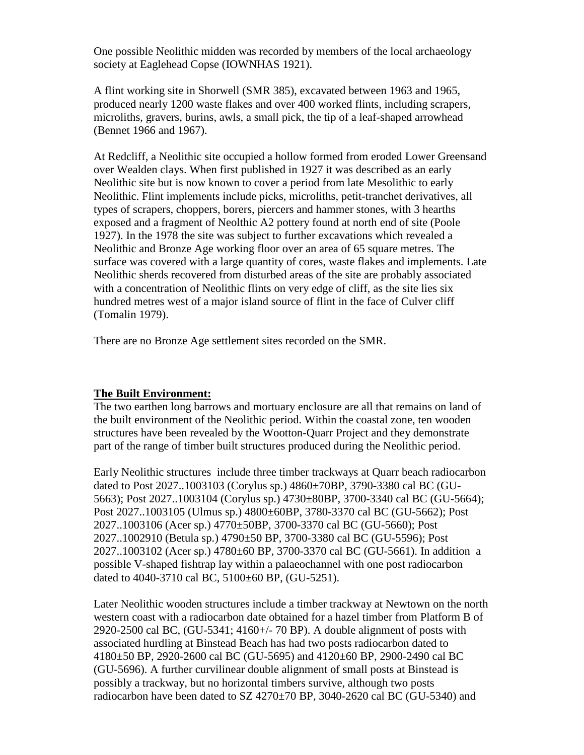One possible Neolithic midden was recorded by members of the local archaeology society at Eaglehead Copse (IOWNHAS 1921).

A flint working site in Shorwell (SMR 385), excavated between 1963 and 1965, produced nearly 1200 waste flakes and over 400 worked flints, including scrapers, microliths, gravers, burins, awls, a small pick, the tip of a leaf-shaped arrowhead (Bennet 1966 and 1967).

At Redcliff, a Neolithic site occupied a hollow formed from eroded Lower Greensand over Wealden clays. When first published in 1927 it was described as an early Neolithic site but is now known to cover a period from late Mesolithic to early Neolithic. Flint implements include picks, microliths, petit-tranchet derivatives, all types of scrapers, choppers, borers, piercers and hammer stones, with 3 hearths exposed and a fragment of Neolthic A2 pottery found at north end of site (Poole 1927). In the 1978 the site was subject to further excavations which revealed a Neolithic and Bronze Age working floor over an area of 65 square metres. The surface was covered with a large quantity of cores, waste flakes and implements. Late Neolithic sherds recovered from disturbed areas of the site are probably associated with a concentration of Neolithic flints on very edge of cliff, as the site lies six hundred metres west of a major island source of flint in the face of Culver cliff (Tomalin 1979).

There are no Bronze Age settlement sites recorded on the SMR.

**The Built Environment:**

The two earthen long barrows and mortuary enclosure are all that remains on land of the built environment of the Neolithic period. Within the coastal zone, ten wooden structures have been revealed by the Wootton-Quarr Project and they demonstrate part of the range of timber built structures produced during the Neolithic period.

Early Neolithic structures include three timber trackways at Quarr beach radiocarbon dated to Post 2027..1003103 (Corylus sp.) 4860±70BP, 3790-3380 cal BC (GU-5663); Post 2027..1003104 (Corylus sp.) 4730±80BP, 3700-3340 cal BC (GU-5664); Post 2027..1003105 (Ulmus sp.) 4800±60BP, 3780-3370 cal BC (GU-5662); Post 2027..1003106 (Acer sp.) 4770±50BP, 3700-3370 cal BC (GU-5660); Post 2027..1002910 (Betula sp.) 4790±50 BP, 3700-3380 cal BC (GU-5596); Post 2027..1003102 (Acer sp.) 4780±60 BP, 3700-3370 cal BC (GU-5661). In addition a possible V-shaped fishtrap lay within a palaeochannel with one post radiocarbon dated to 4040-3710 cal BC, 5100±60 BP, (GU-5251).

Later Neolithic wooden structures include a timber trackway at Newtown on the north western coast with a radiocarbon date obtained for a hazel timber from Platform B of 2920-2500 cal BC, (GU-5341; 4160+/- 70 BP). A double alignment of posts with associated hurdling at Binstead Beach has had two posts radiocarbon dated to 4180±50 BP, 2920-2600 cal BC (GU-5695) and 4120±60 BP, 2900-2490 cal BC (GU-5696). A further curvilinear double alignment of small posts at Binstead is possibly a trackway, but no horizontal timbers survive, although two posts radiocarbon have been dated to SZ 4270±70 BP, 3040-2620 cal BC (GU-5340) and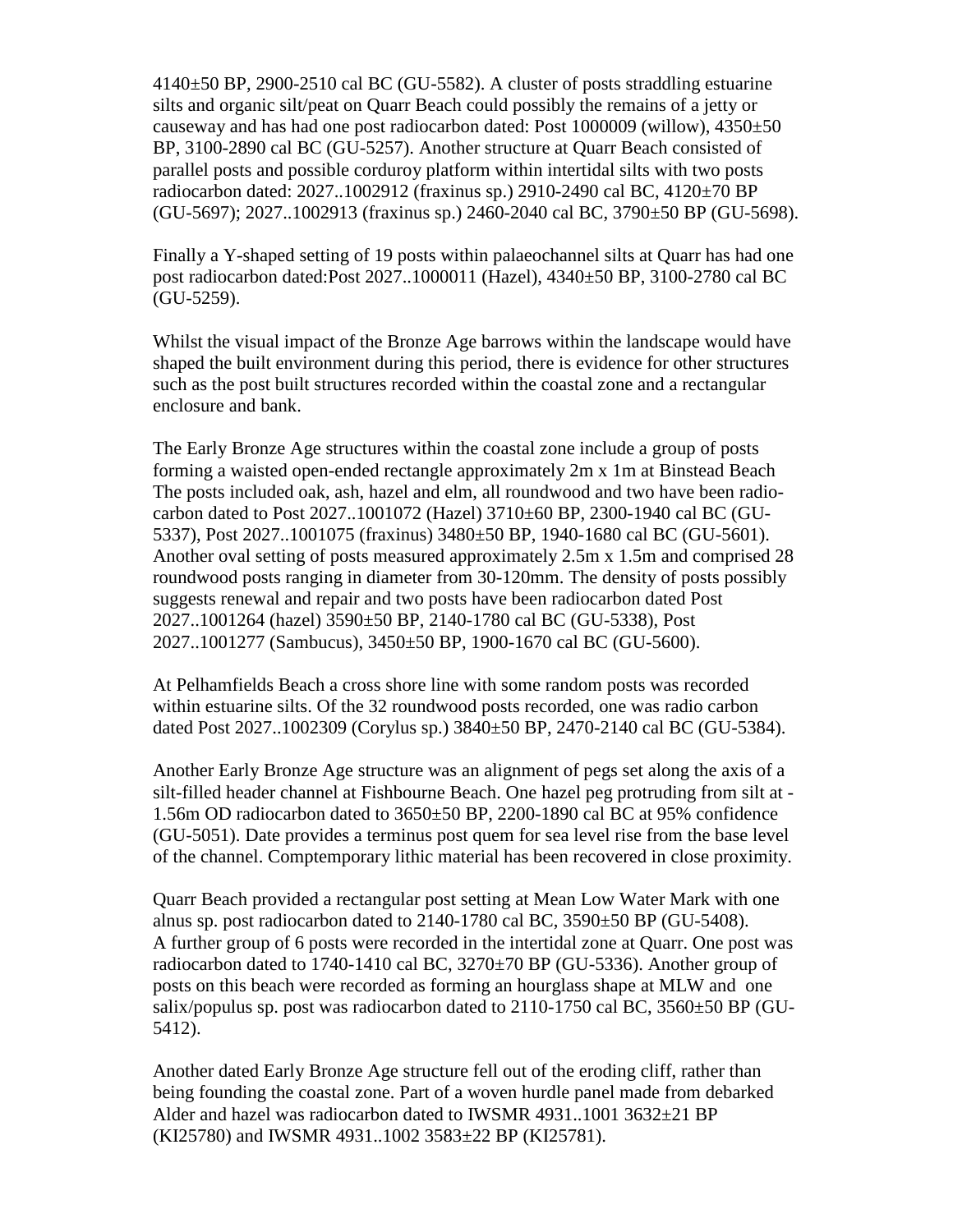4140±50 BP, 2900-2510 cal BC (GU-5582). A cluster of posts straddling estuarine silts and organic silt/peat on Quarr Beach could possibly the remains of a jetty or causeway and has had one post radiocarbon dated: Post 1000009 (willow), 4350±50 BP, 3100-2890 cal BC (GU-5257). Another structure at Quarr Beach consisted of parallel posts and possible corduroy platform within intertidal silts with two posts radiocarbon dated: 2027..1002912 (fraxinus sp.) 2910-2490 cal BC, 4120±70 BP (GU-5697); 2027..1002913 (fraxinus sp.) 2460-2040 cal BC, 3790±50 BP (GU-5698).

Finally a Y-shaped setting of 19 posts within palaeochannel silts at Quarr has had one post radiocarbon dated:Post 2027..1000011 (Hazel), 4340±50 BP, 3100-2780 cal BC (GU-5259).

Whilst the visual impact of the Bronze Age barrows within the landscape would have shaped the built environment during this period, there is evidence for other structures such as the post built structures recorded within the coastal zone and a rectangular enclosure and bank.

The Early Bronze Age structures within the coastal zone include a group of posts forming a waisted open-ended rectangle approximately 2m x 1m at Binstead Beach The posts included oak, ash, hazel and elm, all roundwood and two have been radio-carbon dated to Post 2027..1001072 (Hazel) 3710±60 BP, 2300-1940 cal BC (GU-5337), Post 2027..1001075 (fraxinus) 3480±50 BP, 1940-1680 cal BC (GU-5601). Another oval setting of posts measured approximately 2.5m x 1.5m and comprised 28 roundwood posts ranging in diameter from 30-120mm. The density of posts possibly suggests renewal and repair and two posts have been radiocarbon dated Post 2027..1001264 (hazel) 3590±50 BP, 2140-1780 cal BC (GU-5338), Post 2027..1001277 (Sambucus), 3450±50 BP, 1900-1670 cal BC (GU-5600).

At Pelhamfields Beach a cross shore line with some random posts was recorded within estuarine silts. Of the 32 roundwood posts recorded, one was radio carbon dated Post 2027..1002309 (Corylus sp.) 3840±50 BP, 2470-2140 cal BC (GU-5384).

Another Early Bronze Age structure was an alignment of pegs set along the axis of a silt-filled header channel at Fishbourne Beach. One hazel peg protruding from silt at -1.56m OD radiocarbon dated to 3650±50 BP, 2200-1890 cal BC at 95% confidence (GU-5051). Date provides a terminus post quem for sea level rise from the base level of the channel. Comptemporary lithic material has been recovered in close proximity.

Quarr Beach provided a rectangular post setting at Mean Low Water Mark with one alnus sp. post radiocarbon dated to 2140-1780 cal BC, 3590±50 BP (GU-5408). A further group of 6 posts were recorded in the intertidal zone at Quarr. One post was radiocarbon dated to 1740-1410 cal BC, 3270±70 BP (GU-5336). Another group of posts on this beach were recorded as forming an hourglass shape at MLW and one salix/populus sp. post was radiocarbon dated to 2110-1750 cal BC, 3560±50 BP (GU-5412).

Another dated Early Bronze Age structure fell out of the eroding cliff, rather than being founding the coastal zone. Part of a woven hurdle panel made from debarked Alder and hazel was radiocarbon dated to IWSMR 4931..1001 3632±21 BP (KI25780) and IWSMR 4931..1002 3583±22 BP (KI25781).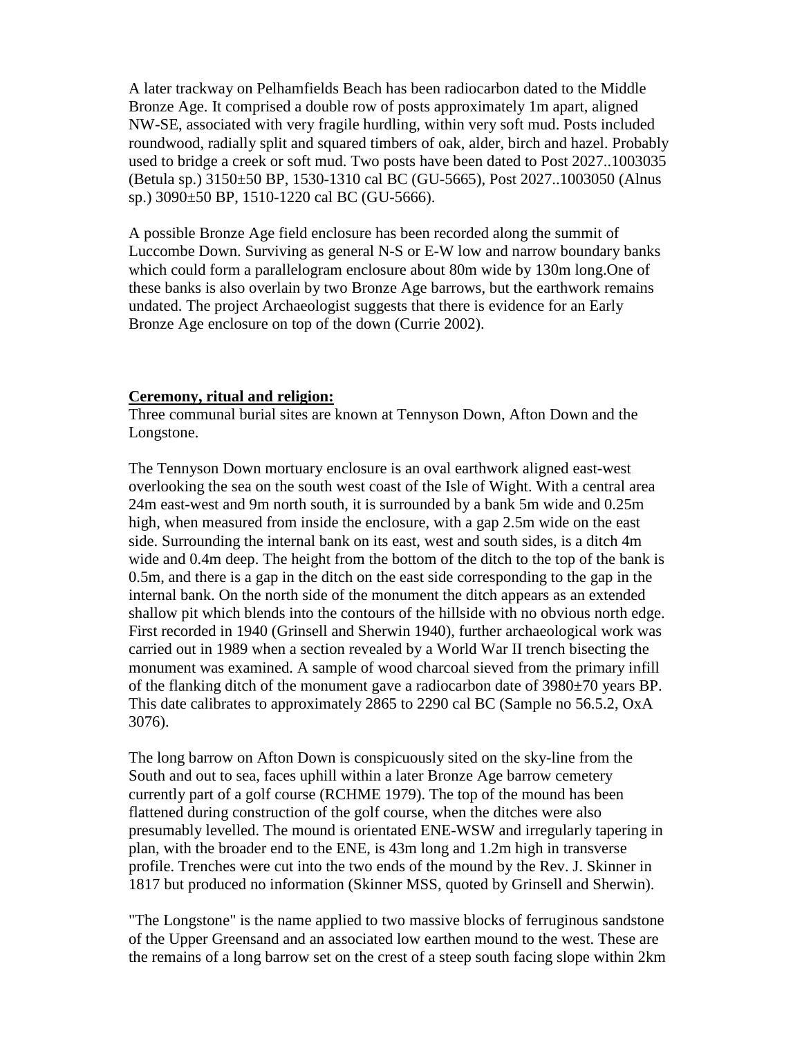A later trackway on Pelhamfields Beach has been radiocarbon dated to the Middle Bronze Age. It comprised a double row of posts approximately 1m apart, aligned NW-SE, associated with very fragile hurdling, within very soft mud. Posts included roundwood, radially split and squared timbers of oak, alder, birch and hazel. Probably used to bridge a creek or soft mud. Two posts have been dated to Post 2027..1003035 (Betula sp.) 3150±50 BP, 1530-1310 cal BC (GU-5665), Post 2027..1003050 (Alnus sp.) 3090±50 BP, 1510-1220 cal BC (GU-5666).

A possible Bronze Age field enclosure has been recorded along the summit of Luccombe Down. Surviving as general N-S or E-W low and narrow boundary banks which could form a parallelogram enclosure about 80m wide by 130m long.One of these banks is also overlain by two Bronze Age barrows, but the earthwork remains undated. The project Archaeologist suggests that there is evidence for an Early Bronze Age enclosure on top of the down (Currie 2002).

**Ceremony, ritual and religion:**

Three communal burial sites are known at Tennyson Down, Afton Down and the Longstone.

The Tennyson Down mortuary enclosure is an oval earthwork aligned east-west overlooking the sea on the south west coast of the Isle of Wight. With a central area 24m east-west and 9m north south, it is surrounded by a bank 5m wide and 0.25m high, when measured from inside the enclosure, with a gap 2.5m wide on the east side. Surrounding the internal bank on its east, west and south sides, is a ditch 4m wide and 0.4m deep. The height from the bottom of the ditch to the top of the bank is 0.5m, and there is a gap in the ditch on the east side corresponding to the gap in the internal bank. On the north side of the monument the ditch appears as an extended shallow pit which blends into the contours of the hillside with no obvious north edge. First recorded in 1940 (Grinsell and Sherwin 1940), further archaeological work was carried out in 1989 when a section revealed by a World War II trench bisecting the monument was examined. A sample of wood charcoal sieved from the primary infill of the flanking ditch of the monument gave a radiocarbon date of 3980±70 years BP. This date calibrates to approximately 2865 to 2290 cal BC (Sample no 56.5.2, OxA 3076).

The long barrow on Afton Down is conspicuously sited on the sky-line from the South and out to sea, faces uphill within a later Bronze Age barrow cemetery currently part of a golf course (RCHME 1979). The top of the mound has been flattened during construction of the golf course, when the ditches were also presumably levelled. The mound is orientated ENE-WSW and irregularly tapering in plan, with the broader end to the ENE, is 43m long and 1.2m high in transverse profile. Trenches were cut into the two ends of the mound by the Rev. J. Skinner in 1817 but produced no information (Skinner MSS, quoted by Grinsell and Sherwin).

"The Longstone" is the name applied to two massive blocks of ferruginous sandstone of the Upper Greensand and an associated low earthen mound to the west. These are the remains of a long barrow set on the crest of a steep south facing slope within 2km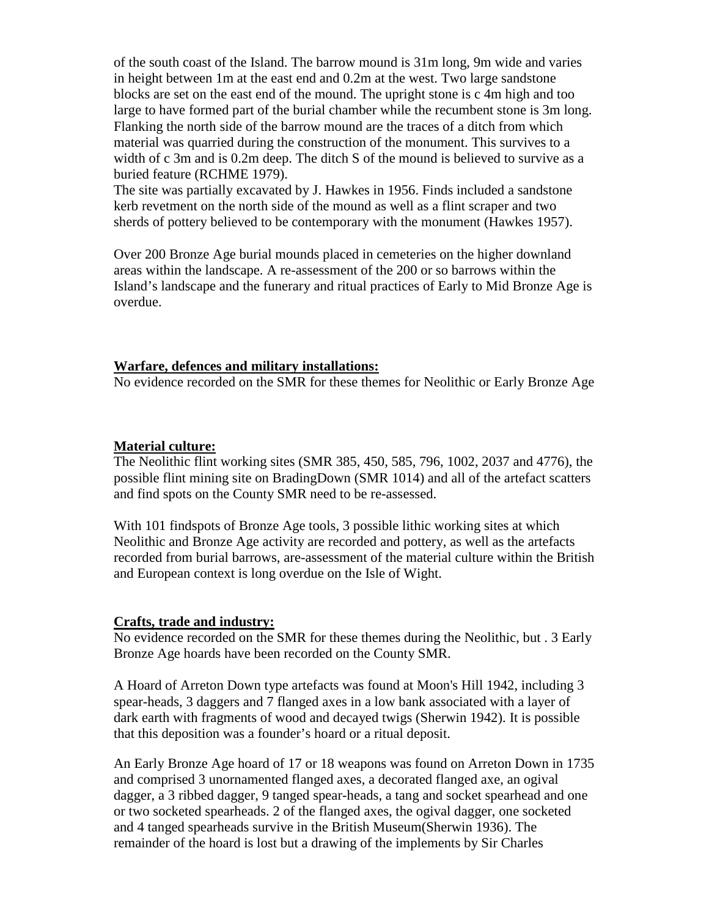of the south coast of the Island. The barrow mound is 31m long, 9m wide and varies in height between 1m at the east end and 0.2m at the west. Two large sandstone blocks are set on the east end of the mound. The upright stone is c 4m high and too large to have formed part of the burial chamber while the recumbent stone is 3m long. Flanking the north side of the barrow mound are the traces of a ditch from which material was quarried during the construction of the monument. This survives to a width of c 3m and is 0.2m deep. The ditch S of the mound is believed to survive as a buried feature (RCHME 1979).
The site was partially excavated by J. Hawkes in 1956. Finds included a sandstone kerb revetment on the north side of the mound as well as a flint scraper and two sherds of pottery believed to be contemporary with the monument (Hawkes 1957).

Over 200 Bronze Age burial mounds placed in cemeteries on the higher downland areas within the landscape. A re-assessment of the 200 or so barrows within the Island's landscape and the funerary and ritual practices of Early to Mid Bronze Age is overdue.

**Warfare, defences and military installations:**
No evidence recorded on the SMR for these themes for Neolithic or Early Bronze Age

**Material culture:**
The Neolithic flint working sites (SMR 385, 450, 585, 796, 1002, 2037 and 4776), the possible flint mining site on BradingDown (SMR 1014) and all of the artefact scatters and find spots on the County SMR need to be re-assessed.

With 101 findspots of Bronze Age tools, 3 possible lithic working sites at which Neolithic and Bronze Age activity are recorded and pottery, as well as the artefacts recorded from burial barrows, are-assessment of the material culture within the British and European context is long overdue on the Isle of Wight.

**Crafts, trade and industry:**
No evidence recorded on the SMR for these themes during the Neolithic, but . 3 Early Bronze Age hoards have been recorded on the County SMR.

A Hoard of Arreton Down type artefacts was found at Moon's Hill 1942, including 3 spear-heads, 3 daggers and 7 flanged axes in a low bank associated with a layer of dark earth with fragments of wood and decayed twigs (Sherwin 1942). It is possible that this deposition was a founder's hoard or a ritual deposit.

An Early Bronze Age hoard of 17 or 18 weapons was found on Arreton Down in 1735 and comprised 3 unornamented flanged axes, a decorated flanged axe, an ogival dagger, a 3 ribbed dagger, 9 tanged spear-heads, a tang and socket spearhead and one or two socketed spearheads. 2 of the flanged axes, the ogival dagger, one socketed and 4 tanged spearheads survive in the British Museum(Sherwin 1936). The remainder of the hoard is lost but a drawing of the implements by Sir Charles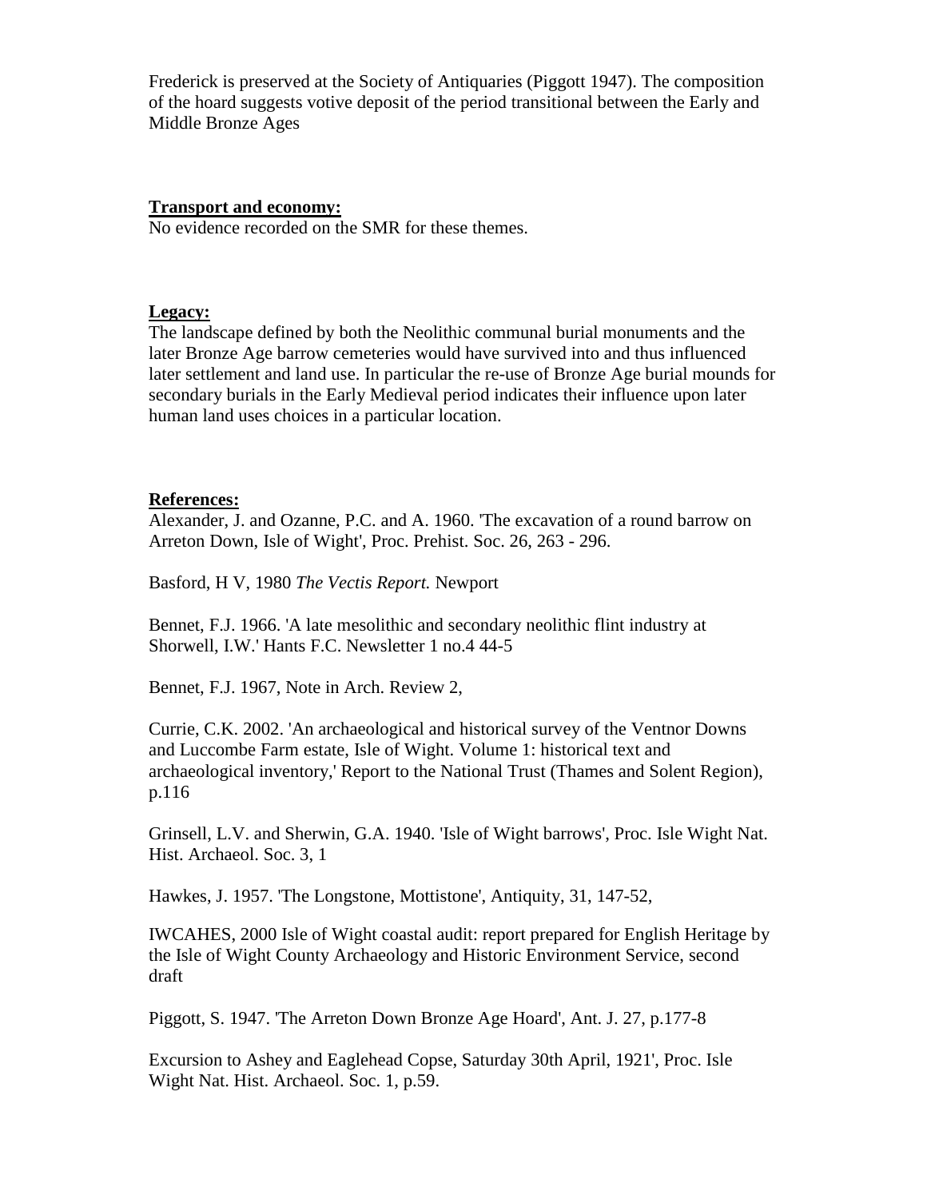Frederick is preserved at the Society of Antiquaries (Piggott 1947). The composition of the hoard suggests votive deposit of the period transitional between the Early and Middle Bronze Ages

**Transport and economy:**

No evidence recorded on the SMR for these themes.

**Legacy:**

The landscape defined by both the Neolithic communal burial monuments and the later Bronze Age barrow cemeteries would have survived into and thus influenced later settlement and land use. In particular the re-use of Bronze Age burial mounds for secondary burials in the Early Medieval period indicates their influence upon later human land uses choices in a particular location.

**References:**

Alexander, J. and Ozanne, P.C. and A. 1960. 'The excavation of a round barrow on Arreton Down, Isle of Wight', Proc. Prehist. Soc. 26, 263 - 296.

Basford, H V, 1980 *The Vectis Report.* Newport

Bennet, F.J. 1966. 'A late mesolithic and secondary neolithic flint industry at Shorwell, I.W.' Hants F.C. Newsletter 1 no.4 44-5

Bennet, F.J. 1967, Note in Arch. Review 2,

Currie, C.K. 2002. 'An archaeological and historical survey of the Ventnor Downs and Luccombe Farm estate, Isle of Wight. Volume 1: historical text and archaeological inventory,' Report to the National Trust (Thames and Solent Region), p.116

Grinsell, L.V. and Sherwin, G.A. 1940. 'Isle of Wight barrows', Proc. Isle Wight Nat. Hist. Archaeol. Soc. 3, 1

Hawkes, J. 1957. 'The Longstone, Mottistone', Antiquity, 31, 147-52,

IWCAHES, 2000 Isle of Wight coastal audit: report prepared for English Heritage by the Isle of Wight County Archaeology and Historic Environment Service, second draft

Piggott, S. 1947. 'The Arreton Down Bronze Age Hoard', Ant. J. 27, p.177-8

Excursion to Ashey and Eaglehead Copse, Saturday 30th April, 1921', Proc. Isle Wight Nat. Hist. Archaeol. Soc. 1, p.59.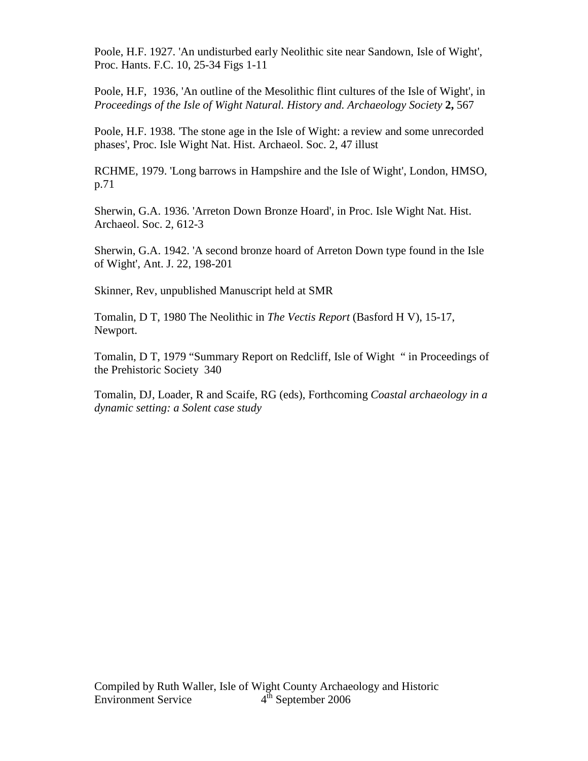Poole, H.F. 1927. 'An undisturbed early Neolithic site near Sandown, Isle of Wight', Proc. Hants. F.C. 10, 25-34 Figs 1-11

Poole, H.F, 1936, 'An outline of the Mesolithic flint cultures of the Isle of Wight', in *Proceedings of the Isle of Wight Natural. History and. Archaeology Society* **2,** 567

Poole, H.F. 1938. 'The stone age in the Isle of Wight: a review and some unrecorded phases', Proc. Isle Wight Nat. Hist. Archaeol. Soc. 2, 47 illust

RCHME, 1979. 'Long barrows in Hampshire and the Isle of Wight', London, HMSO, p.71

Sherwin, G.A. 1936. 'Arreton Down Bronze Hoard', in Proc. Isle Wight Nat. Hist. Archaeol. Soc. 2, 612-3

Sherwin, G.A. 1942. 'A second bronze hoard of Arreton Down type found in the Isle of Wight', Ant. J. 22, 198-201

Skinner, Rev, unpublished Manuscript held at SMR

Tomalin, D T, 1980 The Neolithic in *The Vectis Report* (Basford H V), 15-17, Newport.

Tomalin, D T, 1979 "Summary Report on Redcliff, Isle of Wight " in Proceedings of the Prehistoric Society 340

Tomalin, DJ, Loader, R and Scaife, RG (eds), Forthcoming *Coastal archaeology in a dynamic setting: a Solent case study*

Compiled by Ruth Waller, Isle of Wight County Archaeology and Historic Environment Service 4th September 2006